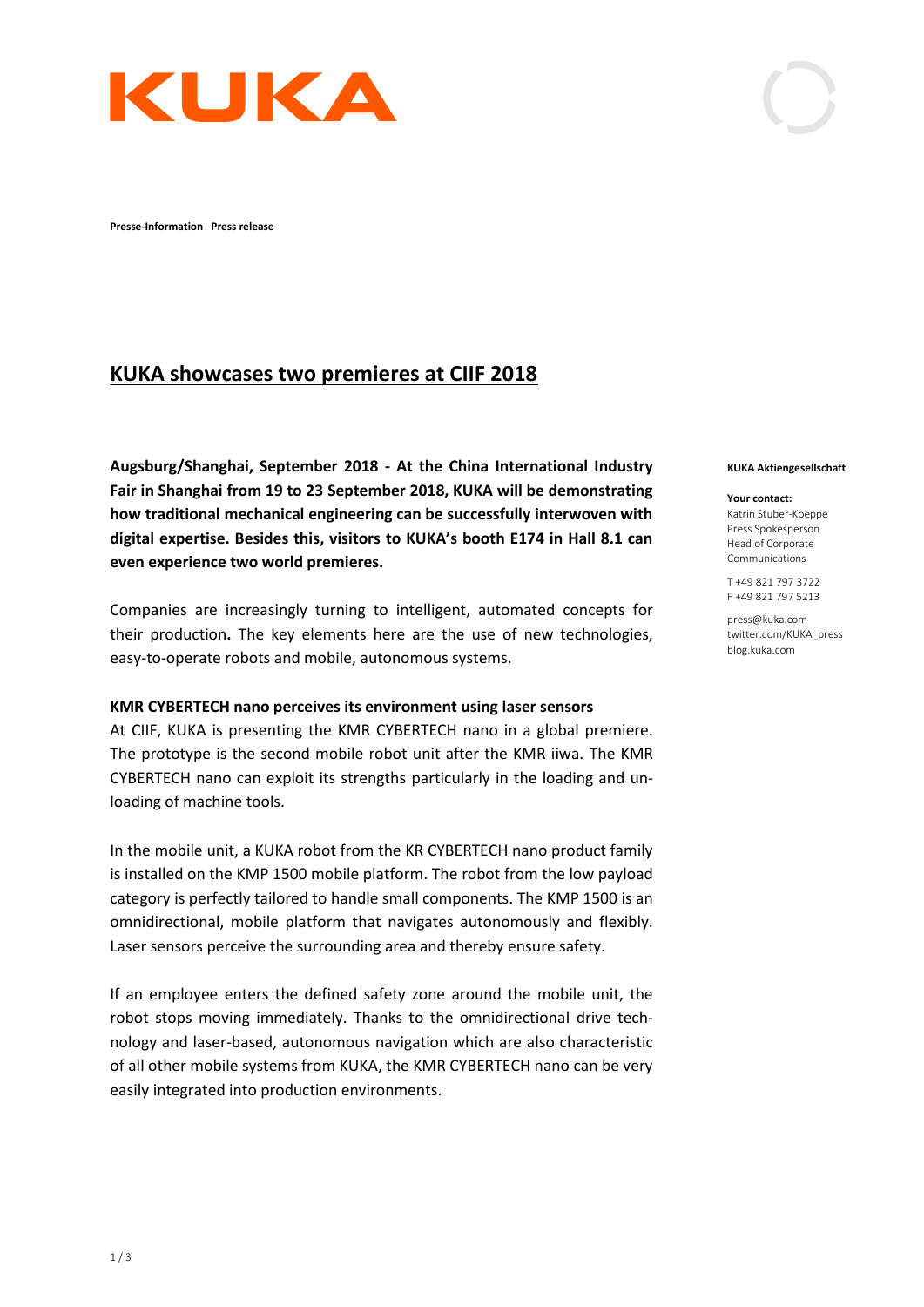**Presse-Information Press release**

# KUKA showcases two premieres at CIIF 2018

**KUKA Aktiengesellschaft**

**Your contact:**
Katrin Stuber-Koeppe
Press Spokesperson
Head of Corporate Communications

T +49 821 797 3722
F +49 821 797 5213

press@kuka.com
twitter.com/KUKA_press
blog.kuka.com

**Augsburg/Shanghai, September 2018 - At the China International Industry Fair in Shanghai from 19 to 23 September 2018, KUKA will be demonstrating how traditional mechanical engineering can be successfully interwoven with digital expertise. Besides this, visitors to KUKA's booth E174 in Hall 8.1 can even experience two world premieres.**

Companies are increasingly turning to intelligent, automated concepts for their production**.** The key elements here are the use of new technologies, easy-to-operate robots and mobile, autonomous systems.

**KMR CYBERTECH nano perceives its environment using laser sensors**

At CIIF, KUKA is presenting the KMR CYBERTECH nano in a global premiere. The prototype is the second mobile robot unit after the KMR iiwa. The KMR CYBERTECH nano can exploit its strengths particularly in the loading and unloading of machine tools.

In the mobile unit, a KUKA robot from the KR CYBERTECH nano product family is installed on the KMP 1500 mobile platform. The robot from the low payload category is perfectly tailored to handle small components. The KMP 1500 is an omnidirectional, mobile platform that navigates autonomously and flexibly. Laser sensors perceive the surrounding area and thereby ensure safety.

If an employee enters the defined safety zone around the mobile unit, the robot stops moving immediately. Thanks to the omnidirectional drive technology and laser-based, autonomous navigation which are also characteristic of all other mobile systems from KUKA, the KMR CYBERTECH nano can be very easily integrated into production environments.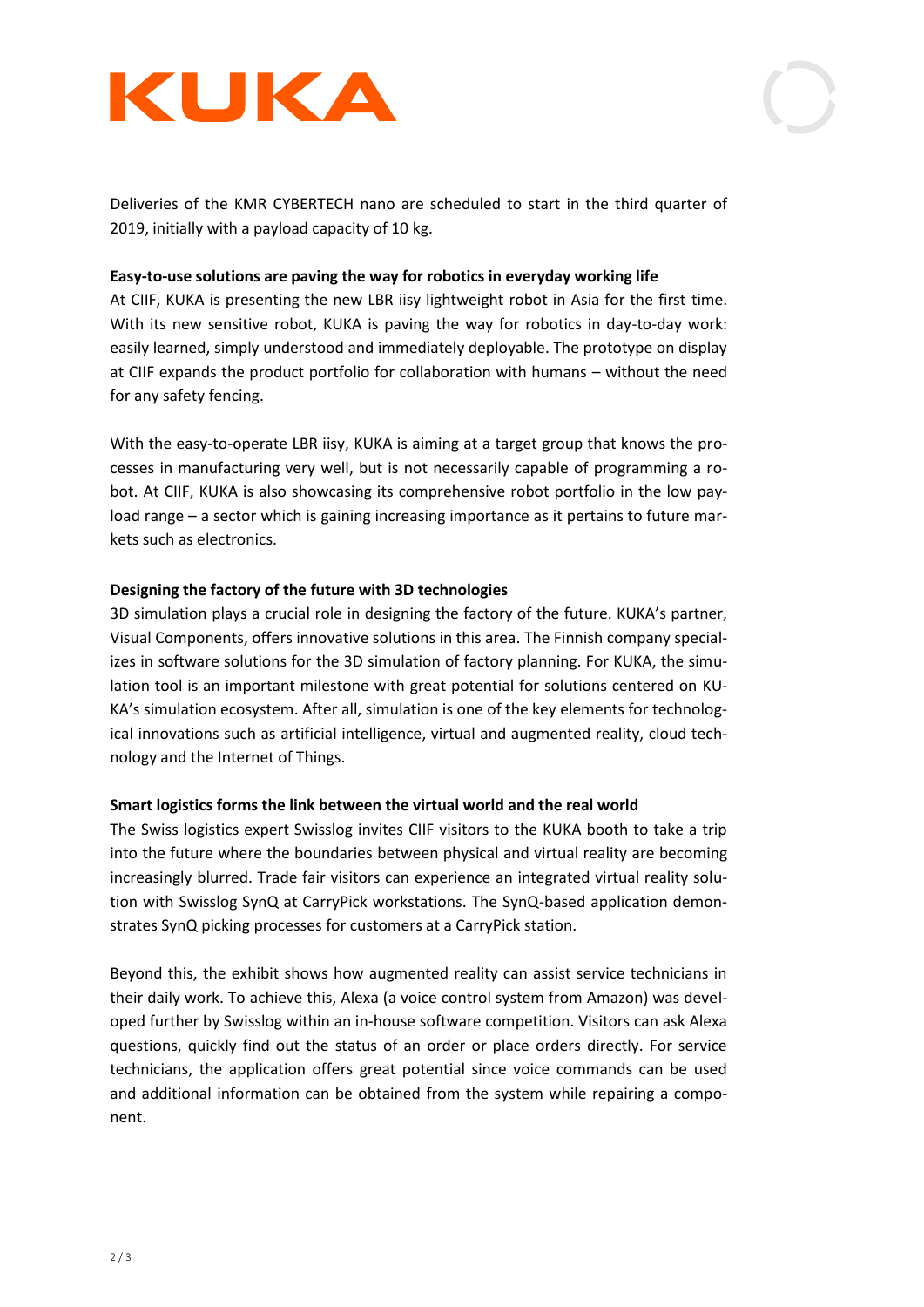Deliveries of the KMR CYBERTECH nano are scheduled to start in the third quarter of 2019, initially with a payload capacity of 10 kg.

**Easy-to-use solutions are paving the way for robotics in everyday working life**

At CIIF, KUKA is presenting the new LBR iisy lightweight robot in Asia for the first time. With its new sensitive robot, KUKA is paving the way for robotics in day-to-day work: easily learned, simply understood and immediately deployable. The prototype on display at CIIF expands the product portfolio for collaboration with humans – without the need for any safety fencing.

With the easy-to-operate LBR iisy, KUKA is aiming at a target group that knows the processes in manufacturing very well, but is not necessarily capable of programming a robot. At CIIF, KUKA is also showcasing its comprehensive robot portfolio in the low payload range – a sector which is gaining increasing importance as it pertains to future markets such as electronics.

**Designing the factory of the future with 3D technologies**

3D simulation plays a crucial role in designing the factory of the future. KUKA's partner, Visual Components, offers innovative solutions in this area. The Finnish company specializes in software solutions for the 3D simulation of factory planning. For KUKA, the simulation tool is an important milestone with great potential for solutions centered on KUKA's simulation ecosystem. After all, simulation is one of the key elements for technological innovations such as artificial intelligence, virtual and augmented reality, cloud technology and the Internet of Things.

**Smart logistics forms the link between the virtual world and the real world**

The Swiss logistics expert Swisslog invites CIIF visitors to the KUKA booth to take a trip into the future where the boundaries between physical and virtual reality are becoming increasingly blurred. Trade fair visitors can experience an integrated virtual reality solution with Swisslog SynQ at CarryPick workstations. The SynQ-based application demonstrates SynQ picking processes for customers at a CarryPick station.

Beyond this, the exhibit shows how augmented reality can assist service technicians in their daily work. To achieve this, Alexa (a voice control system from Amazon) was developed further by Swisslog within an in-house software competition. Visitors can ask Alexa questions, quickly find out the status of an order or place orders directly. For service technicians, the application offers great potential since voice commands can be used and additional information can be obtained from the system while repairing a component.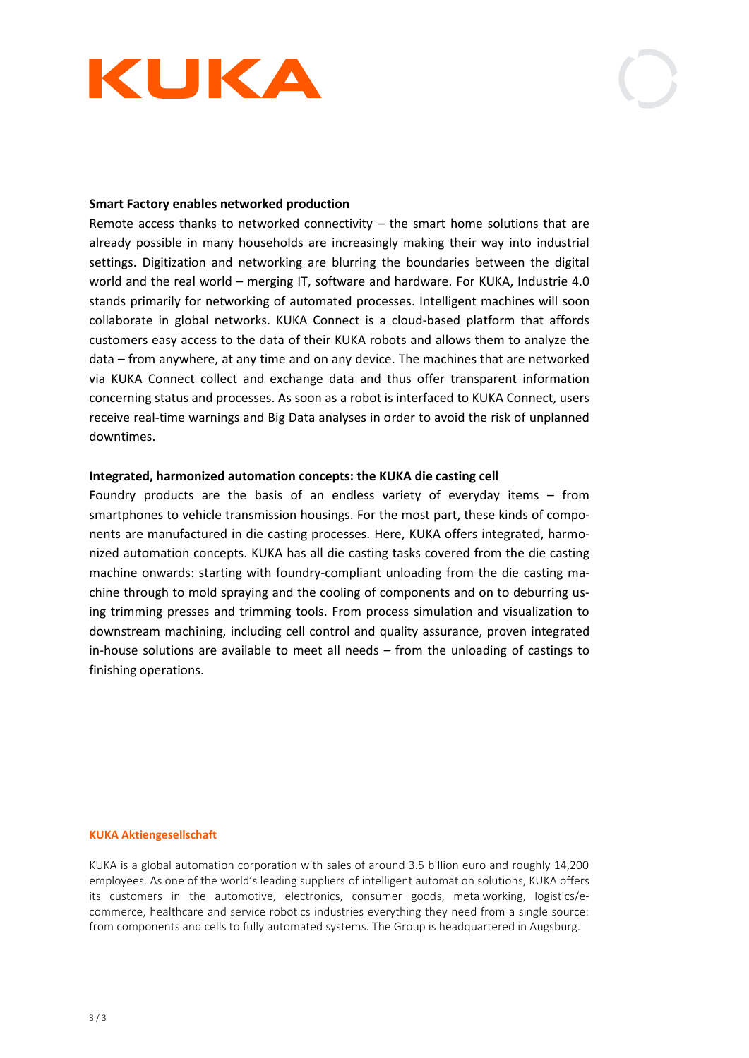**Smart Factory enables networked production**

Remote access thanks to networked connectivity – the smart home solutions that are already possible in many households are increasingly making their way into industrial settings. Digitization and networking are blurring the boundaries between the digital world and the real world – merging IT, software and hardware. For KUKA, Industrie 4.0 stands primarily for networking of automated processes. Intelligent machines will soon collaborate in global networks. KUKA Connect is a cloud-based platform that affords customers easy access to the data of their KUKA robots and allows them to analyze the data – from anywhere, at any time and on any device. The machines that are networked via KUKA Connect collect and exchange data and thus offer transparent information concerning status and processes. As soon as a robot is interfaced to KUKA Connect, users receive real-time warnings and Big Data analyses in order to avoid the risk of unplanned downtimes.

**Integrated, harmonized automation concepts: the KUKA die casting cell**

Foundry products are the basis of an endless variety of everyday items – from smartphones to vehicle transmission housings. For the most part, these kinds of components are manufactured in die casting processes. Here, KUKA offers integrated, harmonized automation concepts. KUKA has all die casting tasks covered from the die casting machine onwards: starting with foundry-compliant unloading from the die casting machine through to mold spraying and the cooling of components and on to deburring using trimming presses and trimming tools. From process simulation and visualization to downstream machining, including cell control and quality assurance, proven integrated in-house solutions are available to meet all needs – from the unloading of castings to finishing operations.

**KUKA Aktiengesellschaft**

KUKA is a global automation corporation with sales of around 3.5 billion euro and roughly 14,200 employees. As one of the world's leading suppliers of intelligent automation solutions, KUKA offers its customers in the automotive, electronics, consumer goods, metalworking, logistics/e-commerce, healthcare and service robotics industries everything they need from a single source: from components and cells to fully automated systems. The Group is headquartered in Augsburg.